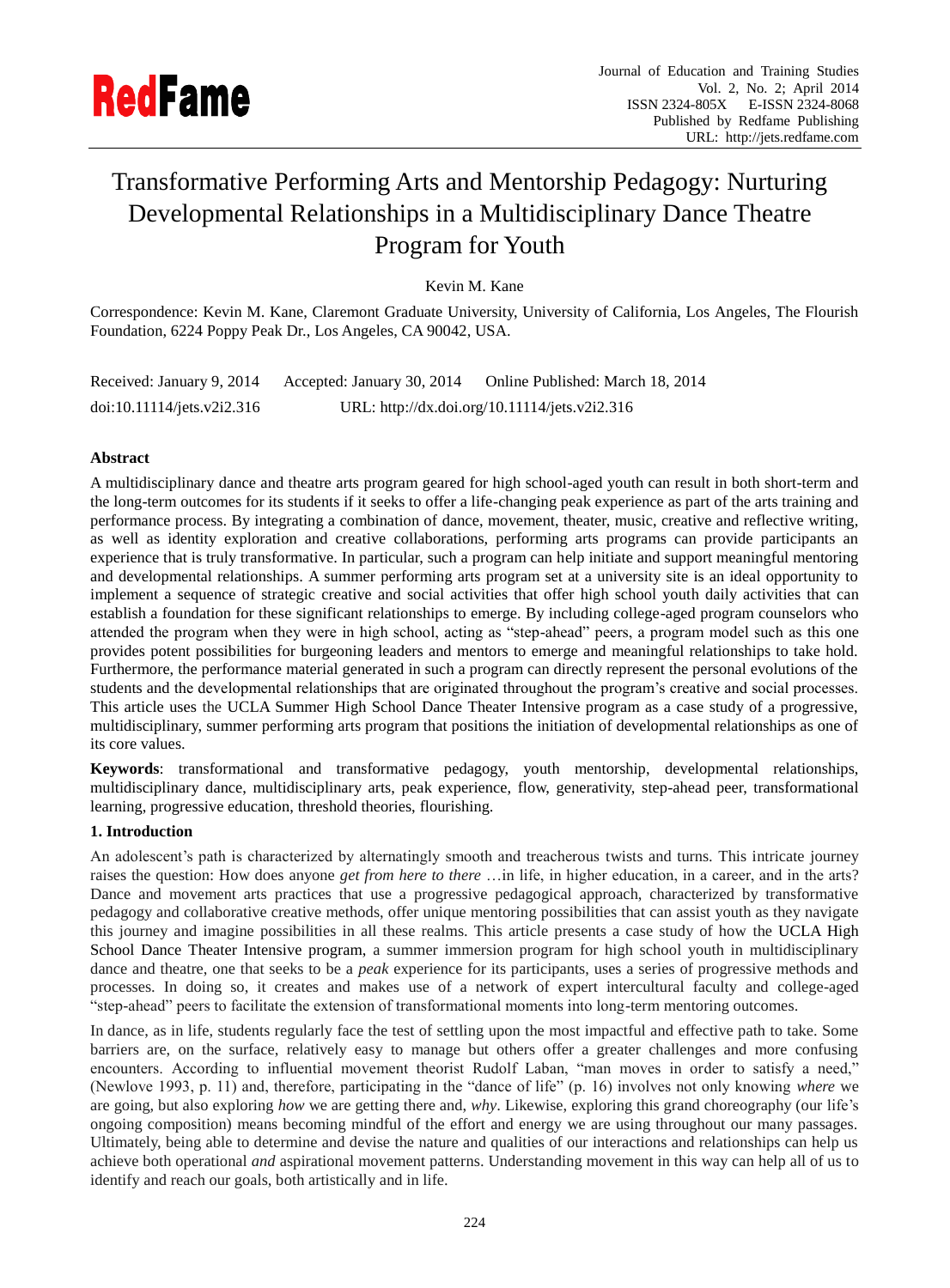# Transformative Performing Arts and Mentorship Pedagogy: Nurturing Developmental Relationships in a Multidisciplinary Dance Theatre Program for Youth

Kevin M. Kane

Correspondence: Kevin M. Kane, Claremont Graduate University, University of California, Los Angeles, The Flourish Foundation, 6224 Poppy Peak Dr., Los Angeles, CA 90042, USA.

Received: January 9, 2014 Accepted: January 30, 2014 Online Published: March 18, 2014

doi:10.11114/jets.v2i2.316 URL: http://dx.doi.org/10.11114/jets.v2i2.316

**Abstract**

A multidisciplinary dance and theatre arts program geared for high school-aged youth can result in both short-term and the long-term outcomes for its students if it seeks to offer a life-changing peak experience as part of the arts training and performance process. By integrating a combination of dance, movement, theater, music, creative and reflective writing, as well as identity exploration and creative collaborations, performing arts programs can provide participants an experience that is truly transformative. In particular, such a program can help initiate and support meaningful mentoring and developmental relationships. A summer performing arts program set at a university site is an ideal opportunity to implement a sequence of strategic creative and social activities that offer high school youth daily activities that can establish a foundation for these significant relationships to emerge. By including college-aged program counselors who attended the program when they were in high school, acting as "step-ahead" peers, a program model such as this one provides potent possibilities for burgeoning leaders and mentors to emerge and meaningful relationships to take hold. Furthermore, the performance material generated in such a program can directly represent the personal evolutions of the students and the developmental relationships that are originated throughout the program's creative and social processes. This article uses the UCLA Summer High School Dance Theater Intensive program as a case study of a progressive, multidisciplinary, summer performing arts program that positions the initiation of developmental relationships as one of its core values.

**Keywords**: transformational and transformative pedagogy, youth mentorship, developmental relationships, multidisciplinary dance, multidisciplinary arts, peak experience, flow, generativity, step-ahead peer, transformational learning, progressive education, threshold theories, flourishing.

## 1. Introduction

An adolescent's path is characterized by alternatingly smooth and treacherous twists and turns. This intricate journey raises the question: How does anyone *get from here to there* …in life, in higher education, in a career, and in the arts? Dance and movement arts practices that use a progressive pedagogical approach, characterized by transformative pedagogy and collaborative creative methods, offer unique mentoring possibilities that can assist youth as they navigate this journey and imagine possibilities in all these realms. This article presents a case study of how the UCLA High School Dance Theater Intensive program, a summer immersion program for high school youth in multidisciplinary dance and theatre, one that seeks to be a *peak* experience for its participants, uses a series of progressive methods and processes. In doing so, it creates and makes use of a network of expert intercultural faculty and college-aged "step-ahead" peers to facilitate the extension of transformational moments into long-term mentoring outcomes.

In dance, as in life, students regularly face the test of settling upon the most impactful and effective path to take. Some barriers are, on the surface, relatively easy to manage but others offer a greater challenges and more confusing encounters. According to influential movement theorist Rudolf Laban, "man moves in order to satisfy a need," (Newlove 1993, p. 11) and, therefore, participating in the "dance of life" (p. 16) involves not only knowing *where* we are going, but also exploring *how* we are getting there and, *why*. Likewise, exploring this grand choreography (our life's ongoing composition) means becoming mindful of the effort and energy we are using throughout our many passages. Ultimately, being able to determine and devise the nature and qualities of our interactions and relationships can help us achieve both operational *and* aspirational movement patterns. Understanding movement in this way can help all of us to identify and reach our goals, both artistically and in life.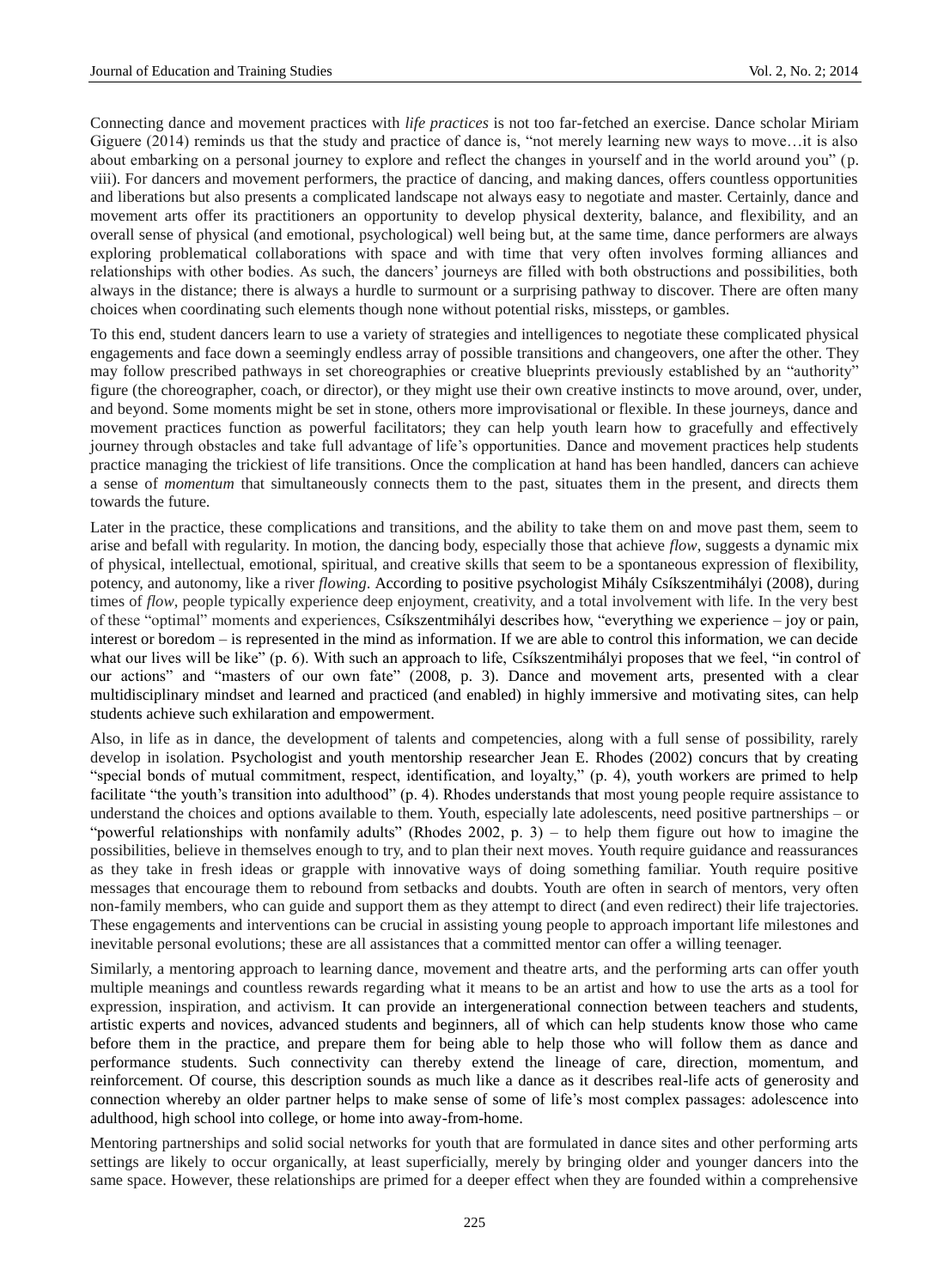Connecting dance and movement practices with *life practices* is not too far-fetched an exercise. Dance scholar Miriam Giguere (2014) reminds us that the study and practice of dance is, "not merely learning new ways to move…it is also about embarking on a personal journey to explore and reflect the changes in yourself and in the world around you" (p. viii). For dancers and movement performers, the practice of dancing, and making dances, offers countless opportunities and liberations but also presents a complicated landscape not always easy to negotiate and master. Certainly, dance and movement arts offer its practitioners an opportunity to develop physical dexterity, balance, and flexibility, and an overall sense of physical (and emotional, psychological) well being but, at the same time, dance performers are always exploring problematical collaborations with space and with time that very often involves forming alliances and relationships with other bodies. As such, the dancers' journeys are filled with both obstructions and possibilities, both always in the distance; there is always a hurdle to surmount or a surprising pathway to discover. There are often many choices when coordinating such elements though none without potential risks, missteps, or gambles.

To this end, student dancers learn to use a variety of strategies and intelligences to negotiate these complicated physical engagements and face down a seemingly endless array of possible transitions and changeovers, one after the other. They may follow prescribed pathways in set choreographies or creative blueprints previously established by an "authority" figure (the choreographer, coach, or director), or they might use their own creative instincts to move around, over, under, and beyond. Some moments might be set in stone, others more improvisational or flexible. In these journeys, dance and movement practices function as powerful facilitators; they can help youth learn how to gracefully and effectively journey through obstacles and take full advantage of life's opportunities. Dance and movement practices help students practice managing the trickiest of life transitions. Once the complication at hand has been handled, dancers can achieve a sense of *momentum* that simultaneously connects them to the past, situates them in the present, and directs them towards the future.

Later in the practice, these complications and transitions, and the ability to take them on and move past them, seem to arise and befall with regularity. In motion, the dancing body, especially those that achieve *flow*, suggests a dynamic mix of physical, intellectual, emotional, spiritual, and creative skills that seem to be a spontaneous expression of flexibility, potency, and autonomy, like a river *flowing*. According to positive psychologist Mihály Csíkszentmihályi (2008), during times of *flow*, people typically experience deep enjoyment, creativity, and a total involvement with life. In the very best of these "optimal" moments and experiences, Csíkszentmihályi describes how, "everything we experience – joy or pain, interest or boredom – is represented in the mind as information. If we are able to control this information, we can decide what our lives will be like" (p. 6). With such an approach to life, Csíkszentmihályi proposes that we feel, "in control of our actions" and "masters of our own fate" (2008, p. 3). Dance and movement arts, presented with a clear multidisciplinary mindset and learned and practiced (and enabled) in highly immersive and motivating sites, can help students achieve such exhilaration and empowerment.

Also, in life as in dance, the development of talents and competencies, along with a full sense of possibility, rarely develop in isolation. Psychologist and youth mentorship researcher Jean E. Rhodes (2002) concurs that by creating "special bonds of mutual commitment, respect, identification, and loyalty," (p. 4), youth workers are primed to help facilitate "the youth's transition into adulthood" (p. 4). Rhodes understands that most young people require assistance to understand the choices and options available to them. Youth, especially late adolescents, need positive partnerships – or "powerful relationships with nonfamily adults" (Rhodes 2002, p. 3) – to help them figure out how to imagine the possibilities, believe in themselves enough to try, and to plan their next moves. Youth require guidance and reassurances as they take in fresh ideas or grapple with innovative ways of doing something familiar. Youth require positive messages that encourage them to rebound from setbacks and doubts. Youth are often in search of mentors, very often non-family members, who can guide and support them as they attempt to direct (and even redirect) their life trajectories. These engagements and interventions can be crucial in assisting young people to approach important life milestones and inevitable personal evolutions; these are all assistances that a committed mentor can offer a willing teenager.

Similarly, a mentoring approach to learning dance, movement and theatre arts, and the performing arts can offer youth multiple meanings and countless rewards regarding what it means to be an artist and how to use the arts as a tool for expression, inspiration, and activism. It can provide an intergenerational connection between teachers and students, artistic experts and novices, advanced students and beginners, all of which can help students know those who came before them in the practice, and prepare them for being able to help those who will follow them as dance and performance students. Such connectivity can thereby extend the lineage of care, direction, momentum, and reinforcement. Of course, this description sounds as much like a dance as it describes real-life acts of generosity and connection whereby an older partner helps to make sense of some of life's most complex passages: adolescence into adulthood, high school into college, or home into away-from-home.

Mentoring partnerships and solid social networks for youth that are formulated in dance sites and other performing arts settings are likely to occur organically, at least superficially, merely by bringing older and younger dancers into the same space. However, these relationships are primed for a deeper effect when they are founded within a comprehensive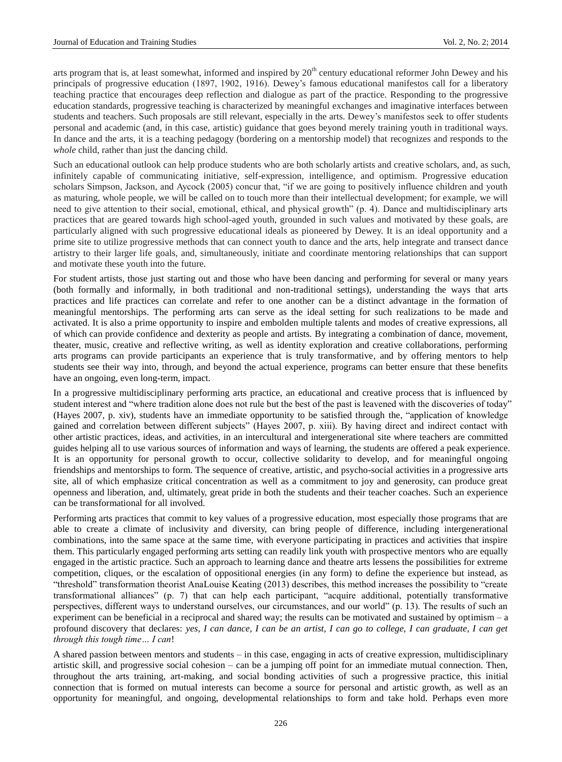arts program that is, at least somewhat, informed and inspired by 20th century educational reformer John Dewey and his principals of progressive education (1897, 1902, 1916). Dewey's famous educational manifestos call for a liberatory teaching practice that encourages deep reflection and dialogue as part of the practice. Responding to the progressive education standards, progressive teaching is characterized by meaningful exchanges and imaginative interfaces between students and teachers. Such proposals are still relevant, especially in the arts. Dewey's manifestos seek to offer students personal and academic (and, in this case, artistic) guidance that goes beyond merely training youth in traditional ways. In dance and the arts, it is a teaching pedagogy (bordering on a mentorship model) that recognizes and responds to the *whole* child, rather than just the dancing child.

Such an educational outlook can help produce students who are both scholarly artists and creative scholars, and, as such, infinitely capable of communicating initiative, self-expression, intelligence, and optimism. Progressive education scholars Simpson, Jackson, and Aycock (2005) concur that, "if we are going to positively influence children and youth as maturing, whole people, we will be called on to touch more than their intellectual development; for example, we will need to give attention to their social, emotional, ethical, and physical growth" (p. 4). Dance and multidisciplinary arts practices that are geared towards high school-aged youth, grounded in such values and motivated by these goals, are particularly aligned with such progressive educational ideals as pioneered by Dewey. It is an ideal opportunity and a prime site to utilize progressive methods that can connect youth to dance and the arts, help integrate and transect dance artistry to their larger life goals, and, simultaneously, initiate and coordinate mentoring relationships that can support and motivate these youth into the future.

For student artists, those just starting out and those who have been dancing and performing for several or many years (both formally and informally, in both traditional and non-traditional settings), understanding the ways that arts practices and life practices can correlate and refer to one another can be a distinct advantage in the formation of meaningful mentorships. The performing arts can serve as the ideal setting for such realizations to be made and activated. It is also a prime opportunity to inspire and embolden multiple talents and modes of creative expressions, all of which can provide confidence and dexterity as people and artists. By integrating a combination of dance, movement, theater, music, creative and reflective writing, as well as identity exploration and creative collaborations, performing arts programs can provide participants an experience that is truly transformative, and by offering mentors to help students see their way into, through, and beyond the actual experience, programs can better ensure that these benefits have an ongoing, even long-term, impact.

In a progressive multidisciplinary performing arts practice, an educational and creative process that is influenced by student interest and "where tradition alone does not rule but the best of the past is leavened with the discoveries of today" (Hayes 2007, p. xiv), students have an immediate opportunity to be satisfied through the, "application of knowledge gained and correlation between different subjects" (Hayes 2007, p. xiii). By having direct and indirect contact with other artistic practices, ideas, and activities, in an intercultural and intergenerational site where teachers are committed guides helping all to use various sources of information and ways of learning, the students are offered a peak experience. It is an opportunity for personal growth to occur, collective solidarity to develop, and for meaningful ongoing friendships and mentorships to form. The sequence of creative, artistic, and psycho-social activities in a progressive arts site, all of which emphasize critical concentration as well as a commitment to joy and generosity, can produce great openness and liberation, and, ultimately, great pride in both the students and their teacher coaches. Such an experience can be transformational for all involved.

Performing arts practices that commit to key values of a progressive education, most especially those programs that are able to create a climate of inclusivity and diversity, can bring people of difference, including intergenerational combinations, into the same space at the same time, with everyone participating in practices and activities that inspire them. This particularly engaged performing arts setting can readily link youth with prospective mentors who are equally engaged in the artistic practice. Such an approach to learning dance and theatre arts lessens the possibilities for extreme competition, cliques, or the escalation of oppositional energies (in any form) to define the experience but instead, as "threshold" transformation theorist AnaLouise Keating (2013) describes, this method increases the possibility to "create transformational alliances" (p. 7) that can help each participant, "acquire additional, potentially transformative perspectives, different ways to understand ourselves, our circumstances, and our world" (p. 13). The results of such an experiment can be beneficial in a reciprocal and shared way; the results can be motivated and sustained by optimism – a profound discovery that declares: *yes, I can dance, I can be an artist, I can go to college, I can graduate, I can get through this tough time… I can*!

A shared passion between mentors and students – in this case, engaging in acts of creative expression, multidisciplinary artistic skill, and progressive social cohesion – can be a jumping off point for an immediate mutual connection. Then, throughout the arts training, art-making, and social bonding activities of such a progressive practice, this initial connection that is formed on mutual interests can become a source for personal and artistic growth, as well as an opportunity for meaningful, and ongoing, developmental relationships to form and take hold. Perhaps even more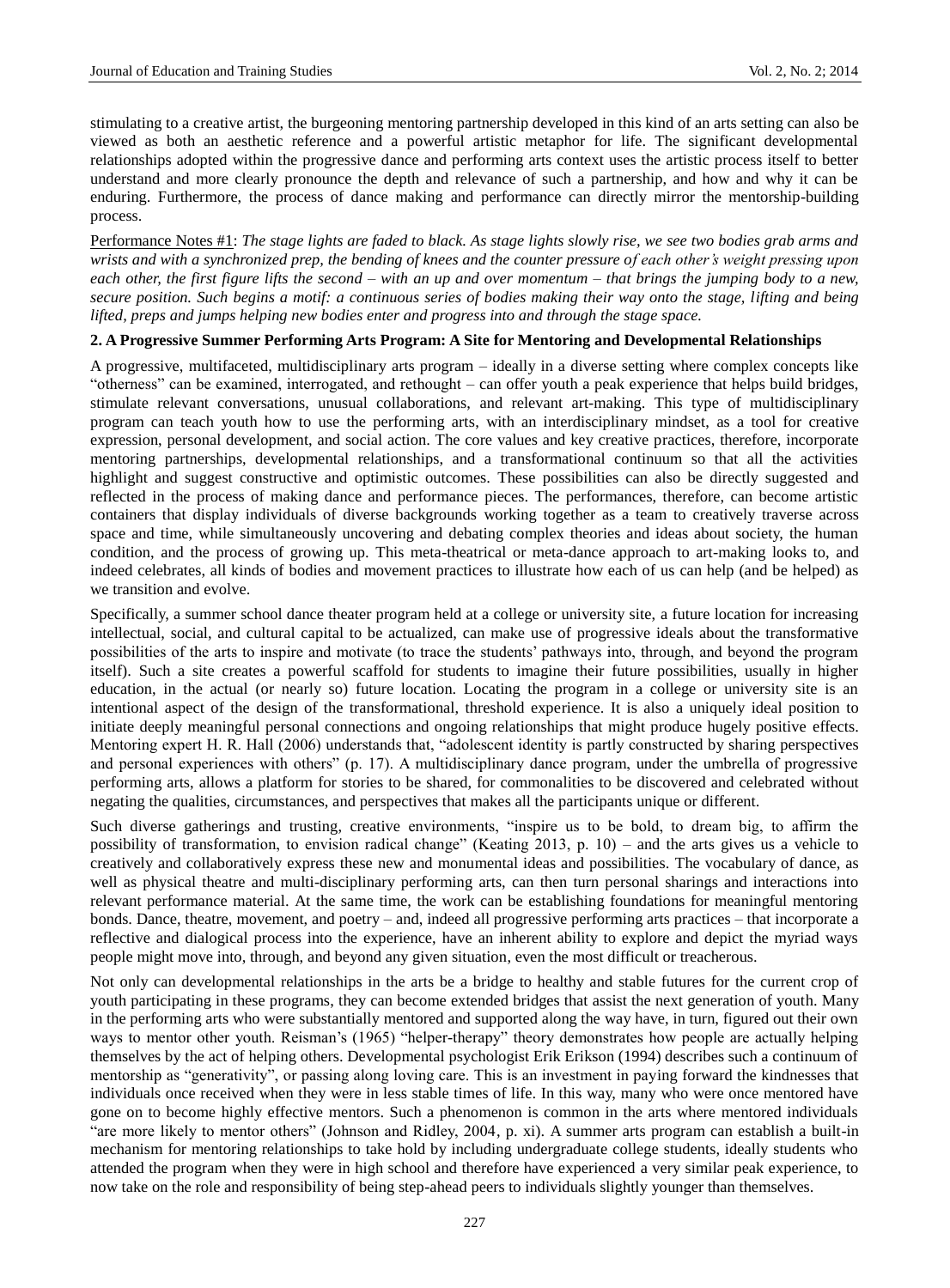stimulating to a creative artist, the burgeoning mentoring partnership developed in this kind of an arts setting can also be viewed as both an aesthetic reference and a powerful artistic metaphor for life. The significant developmental relationships adopted within the progressive dance and performing arts context uses the artistic process itself to better understand and more clearly pronounce the depth and relevance of such a partnership, and how and why it can be enduring. Furthermore, the process of dance making and performance can directly mirror the mentorship-building process.

Performance Notes #1: *The stage lights are faded to black. As stage lights slowly rise, we see two bodies grab arms and wrists and with a synchronized prep, the bending of knees and the counter pressure of each other's weight pressing upon each other, the first figure lifts the second – with an up and over momentum – that brings the jumping body to a new, secure position. Such begins a motif: a continuous series of bodies making their way onto the stage, lifting and being lifted, preps and jumps helping new bodies enter and progress into and through the stage space.*

## 2. A Progressive Summer Performing Arts Program: A Site for Mentoring and Developmental Relationships

A progressive, multifaceted, multidisciplinary arts program – ideally in a diverse setting where complex concepts like "otherness" can be examined, interrogated, and rethought – can offer youth a peak experience that helps build bridges, stimulate relevant conversations, unusual collaborations, and relevant art-making. This type of multidisciplinary program can teach youth how to use the performing arts, with an interdisciplinary mindset, as a tool for creative expression, personal development, and social action. The core values and key creative practices, therefore, incorporate mentoring partnerships, developmental relationships, and a transformational continuum so that all the activities highlight and suggest constructive and optimistic outcomes. These possibilities can also be directly suggested and reflected in the process of making dance and performance pieces. The performances, therefore, can become artistic containers that display individuals of diverse backgrounds working together as a team to creatively traverse across space and time, while simultaneously uncovering and debating complex theories and ideas about society, the human condition, and the process of growing up. This meta-theatrical or meta-dance approach to art-making looks to, and indeed celebrates, all kinds of bodies and movement practices to illustrate how each of us can help (and be helped) as we transition and evolve.

Specifically, a summer school dance theater program held at a college or university site, a future location for increasing intellectual, social, and cultural capital to be actualized, can make use of progressive ideals about the transformative possibilities of the arts to inspire and motivate (to trace the students' pathways into, through, and beyond the program itself). Such a site creates a powerful scaffold for students to imagine their future possibilities, usually in higher education, in the actual (or nearly so) future location. Locating the program in a college or university site is an intentional aspect of the design of the transformational, threshold experience. It is also a uniquely ideal position to initiate deeply meaningful personal connections and ongoing relationships that might produce hugely positive effects. Mentoring expert H. R. Hall (2006) understands that, "adolescent identity is partly constructed by sharing perspectives and personal experiences with others" (p. 17). A multidisciplinary dance program, under the umbrella of progressive performing arts, allows a platform for stories to be shared, for commonalities to be discovered and celebrated without negating the qualities, circumstances, and perspectives that makes all the participants unique or different.

Such diverse gatherings and trusting, creative environments, "inspire us to be bold, to dream big, to affirm the possibility of transformation, to envision radical change" (Keating 2013, p. 10) – and the arts gives us a vehicle to creatively and collaboratively express these new and monumental ideas and possibilities. The vocabulary of dance, as well as physical theatre and multi-disciplinary performing arts, can then turn personal sharings and interactions into relevant performance material. At the same time, the work can be establishing foundations for meaningful mentoring bonds. Dance, theatre, movement, and poetry – and, indeed all progressive performing arts practices – that incorporate a reflective and dialogical process into the experience, have an inherent ability to explore and depict the myriad ways people might move into, through, and beyond any given situation, even the most difficult or treacherous.

Not only can developmental relationships in the arts be a bridge to healthy and stable futures for the current crop of youth participating in these programs, they can become extended bridges that assist the next generation of youth. Many in the performing arts who were substantially mentored and supported along the way have, in turn, figured out their own ways to mentor other youth. Reisman's (1965) "helper-therapy" theory demonstrates how people are actually helping themselves by the act of helping others. Developmental psychologist Erik Erikson (1994) describes such a continuum of mentorship as "generativity", or passing along loving care. This is an investment in paying forward the kindnesses that individuals once received when they were in less stable times of life. In this way, many who were once mentored have gone on to become highly effective mentors. Such a phenomenon is common in the arts where mentored individuals "are more likely to mentor others" (Johnson and Ridley, 2004, p. xi). A summer arts program can establish a built-in mechanism for mentoring relationships to take hold by including undergraduate college students, ideally students who attended the program when they were in high school and therefore have experienced a very similar peak experience, to now take on the role and responsibility of being step-ahead peers to individuals slightly younger than themselves.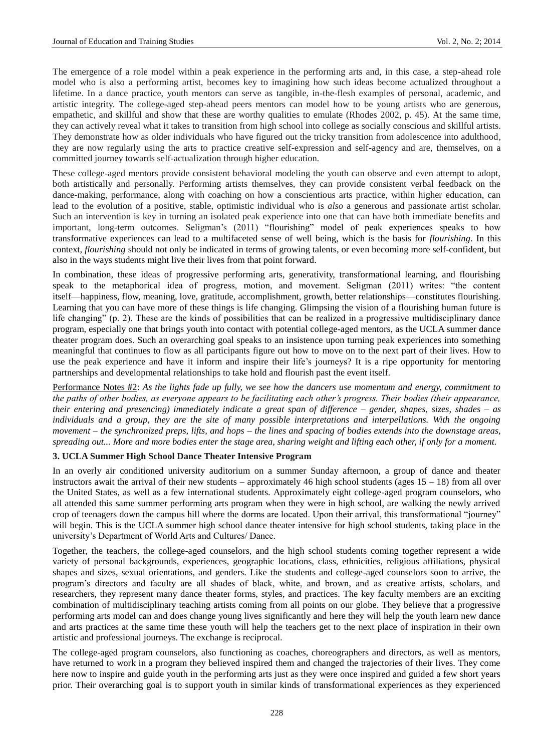The emergence of a role model within a peak experience in the performing arts and, in this case, a step-ahead role model who is also a performing artist, becomes key to imagining how such ideas become actualized throughout a lifetime. In a dance practice, youth mentors can serve as tangible, in-the-flesh examples of personal, academic, and artistic integrity. The college-aged step-ahead peers mentors can model how to be young artists who are generous, empathetic, and skillful and show that these are worthy qualities to emulate (Rhodes 2002, p. 45). At the same time, they can actively reveal what it takes to transition from high school into college as socially conscious and skillful artists. They demonstrate how as older individuals who have figured out the tricky transition from adolescence into adulthood, they are now regularly using the arts to practice creative self-expression and self-agency and are, themselves, on a committed journey towards self-actualization through higher education.

These college-aged mentors provide consistent behavioral modeling the youth can observe and even attempt to adopt, both artistically and personally. Performing artists themselves, they can provide consistent verbal feedback on the dance-making, performance, along with coaching on how a conscientious arts practice, within higher education, can lead to the evolution of a positive, stable, optimistic individual who is *also* a generous and passionate artist scholar. Such an intervention is key in turning an isolated peak experience into one that can have both immediate benefits and important, long-term outcomes. Seligman's (2011) "flourishing" model of peak experiences speaks to how transformative experiences can lead to a multifaceted sense of well being, which is the basis for *flourishing*. In this context, *flourishing* should not only be indicated in terms of growing talents, or even becoming more self-confident, but also in the ways students might live their lives from that point forward.

In combination, these ideas of progressive performing arts, generativity, transformational learning, and flourishing speak to the metaphorical idea of progress, motion, and movement. Seligman (2011) writes: "the content itself—happiness, flow, meaning, love, gratitude, accomplishment, growth, better relationships—constitutes flourishing. Learning that you can have more of these things is life changing. Glimpsing the vision of a flourishing human future is life changing" (p. 2). These are the kinds of possibilities that can be realized in a progressive multidisciplinary dance program, especially one that brings youth into contact with potential college-aged mentors, as the UCLA summer dance theater program does. Such an overarching goal speaks to an insistence upon turning peak experiences into something meaningful that continues to flow as all participants figure out how to move on to the next part of their lives. How to use the peak experience and have it inform and inspire their life's journeys? It is a ripe opportunity for mentoring partnerships and developmental relationships to take hold and flourish past the event itself.

Performance Notes #2: *As the lights fade up fully, we see how the dancers use momentum and energy, commitment to the paths of other bodies, as everyone appears to be facilitating each other's progress. Their bodies (their appearance, their entering and presencing) immediately indicate a great span of difference – gender, shapes, sizes, shades – as individuals and a group, they are the site of many possible interpretations and interpellations. With the ongoing movement – the synchronized preps, lifts, and hops – the lines and spacing of bodies extends into the downstage areas, spreading out... More and more bodies enter the stage area, sharing weight and lifting each other, if only for a moment.*

### 3. UCLA Summer High School Dance Theater Intensive Program

In an overly air conditioned university auditorium on a summer Sunday afternoon, a group of dance and theater instructors await the arrival of their new students – approximately 46 high school students (ages 15 – 18) from all over the United States, as well as a few international students. Approximately eight college-aged program counselors, who all attended this same summer performing arts program when they were in high school, are walking the newly arrived crop of teenagers down the campus hill where the dorms are located. Upon their arrival, this transformational "journey" will begin. This is the UCLA summer high school dance theater intensive for high school students, taking place in the university's Department of World Arts and Cultures/ Dance.

Together, the teachers, the college-aged counselors, and the high school students coming together represent a wide variety of personal backgrounds, experiences, geographic locations, class, ethnicities, religious affiliations, physical shapes and sizes, sexual orientations, and genders. Like the students and college-aged counselors soon to arrive, the program's directors and faculty are all shades of black, white, and brown, and as creative artists, scholars, and researchers, they represent many dance theater forms, styles, and practices. The key faculty members are an exciting combination of multidisciplinary teaching artists coming from all points on our globe. They believe that a progressive performing arts model can and does change young lives significantly and here they will help the youth learn new dance and arts practices at the same time these youth will help the teachers get to the next place of inspiration in their own artistic and professional journeys. The exchange is reciprocal.

The college-aged program counselors, also functioning as coaches, choreographers and directors, as well as mentors, have returned to work in a program they believed inspired them and changed the trajectories of their lives. They come here now to inspire and guide youth in the performing arts just as they were once inspired and guided a few short years prior. Their overarching goal is to support youth in similar kinds of transformational experiences as they experienced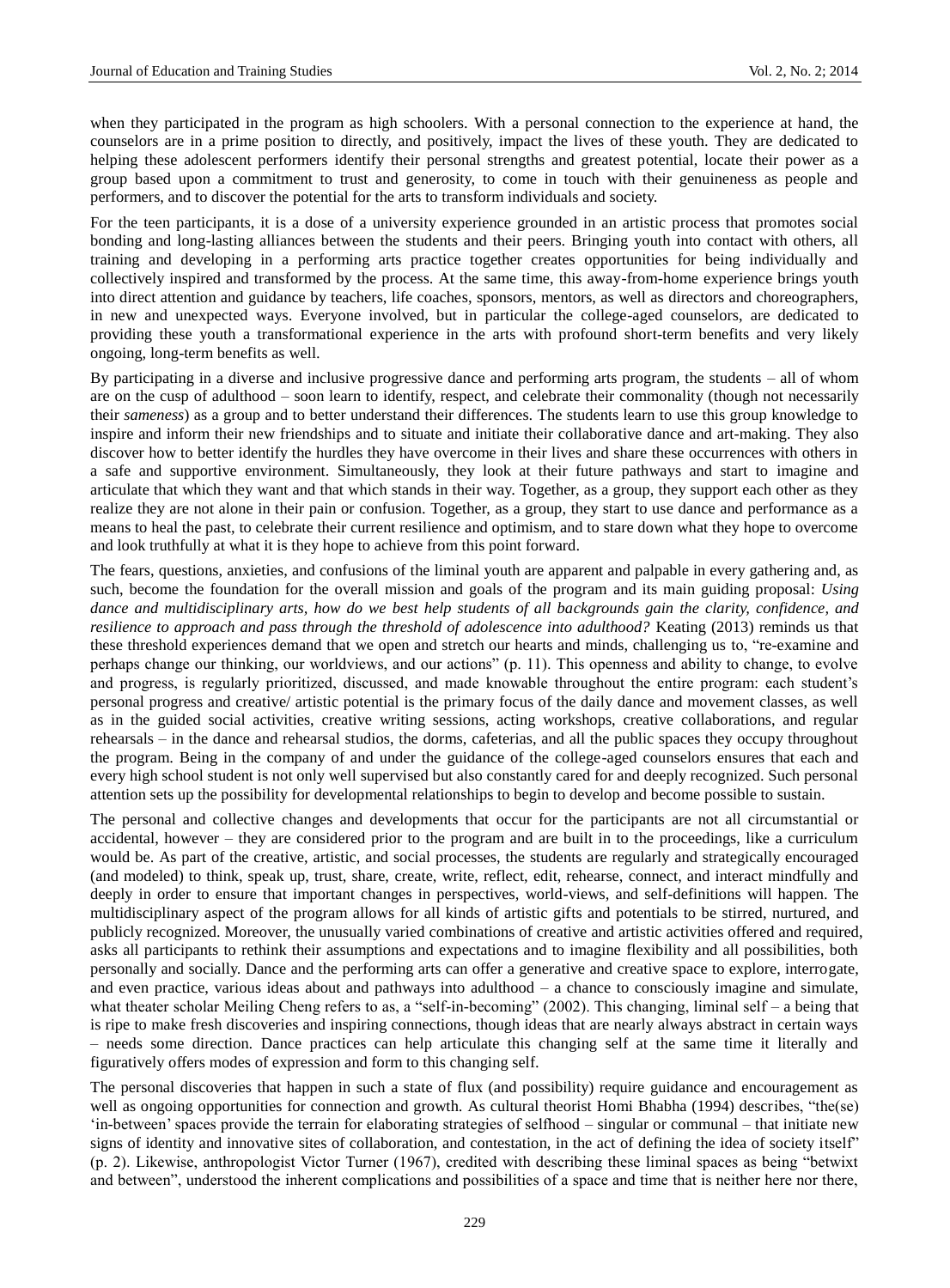when they participated in the program as high schoolers. With a personal connection to the experience at hand, the counselors are in a prime position to directly, and positively, impact the lives of these youth. They are dedicated to helping these adolescent performers identify their personal strengths and greatest potential, locate their power as a group based upon a commitment to trust and generosity, to come in touch with their genuineness as people and performers, and to discover the potential for the arts to transform individuals and society.

For the teen participants, it is a dose of a university experience grounded in an artistic process that promotes social bonding and long-lasting alliances between the students and their peers. Bringing youth into contact with others, all training and developing in a performing arts practice together creates opportunities for being individually and collectively inspired and transformed by the process. At the same time, this away-from-home experience brings youth into direct attention and guidance by teachers, life coaches, sponsors, mentors, as well as directors and choreographers, in new and unexpected ways. Everyone involved, but in particular the college-aged counselors, are dedicated to providing these youth a transformational experience in the arts with profound short-term benefits and very likely ongoing, long-term benefits as well.

By participating in a diverse and inclusive progressive dance and performing arts program, the students – all of whom are on the cusp of adulthood – soon learn to identify, respect, and celebrate their commonality (though not necessarily their *sameness*) as a group and to better understand their differences. The students learn to use this group knowledge to inspire and inform their new friendships and to situate and initiate their collaborative dance and art-making. They also discover how to better identify the hurdles they have overcome in their lives and share these occurrences with others in a safe and supportive environment. Simultaneously, they look at their future pathways and start to imagine and articulate that which they want and that which stands in their way. Together, as a group, they support each other as they realize they are not alone in their pain or confusion. Together, as a group, they start to use dance and performance as a means to heal the past, to celebrate their current resilience and optimism, and to stare down what they hope to overcome and look truthfully at what it is they hope to achieve from this point forward.

The fears, questions, anxieties, and confusions of the liminal youth are apparent and palpable in every gathering and, as such, become the foundation for the overall mission and goals of the program and its main guiding proposal: *Using dance and multidisciplinary arts, how do we best help students of all backgrounds gain the clarity, confidence, and resilience to approach and pass through the threshold of adolescence into adulthood?* Keating (2013) reminds us that these threshold experiences demand that we open and stretch our hearts and minds, challenging us to, "re-examine and perhaps change our thinking, our worldviews, and our actions" (p. 11). This openness and ability to change, to evolve and progress, is regularly prioritized, discussed, and made knowable throughout the entire program: each student's personal progress and creative/ artistic potential is the primary focus of the daily dance and movement classes, as well as in the guided social activities, creative writing sessions, acting workshops, creative collaborations, and regular rehearsals – in the dance and rehearsal studios, the dorms, cafeterias, and all the public spaces they occupy throughout the program. Being in the company of and under the guidance of the college-aged counselors ensures that each and every high school student is not only well supervised but also constantly cared for and deeply recognized. Such personal attention sets up the possibility for developmental relationships to begin to develop and become possible to sustain.

The personal and collective changes and developments that occur for the participants are not all circumstantial or accidental, however – they are considered prior to the program and are built in to the proceedings, like a curriculum would be. As part of the creative, artistic, and social processes, the students are regularly and strategically encouraged (and modeled) to think, speak up, trust, share, create, write, reflect, edit, rehearse, connect, and interact mindfully and deeply in order to ensure that important changes in perspectives, world-views, and self-definitions will happen. The multidisciplinary aspect of the program allows for all kinds of artistic gifts and potentials to be stirred, nurtured, and publicly recognized. Moreover, the unusually varied combinations of creative and artistic activities offered and required, asks all participants to rethink their assumptions and expectations and to imagine flexibility and all possibilities, both personally and socially. Dance and the performing arts can offer a generative and creative space to explore, interrogate, and even practice, various ideas about and pathways into adulthood – a chance to consciously imagine and simulate, what theater scholar Meiling Cheng refers to as, a "self-in-becoming" (2002). This changing, liminal self – a being that is ripe to make fresh discoveries and inspiring connections, though ideas that are nearly always abstract in certain ways – needs some direction. Dance practices can help articulate this changing self at the same time it literally and figuratively offers modes of expression and form to this changing self.

The personal discoveries that happen in such a state of flux (and possibility) require guidance and encouragement as well as ongoing opportunities for connection and growth. As cultural theorist Homi Bhabha (1994) describes, "the(se) 'in-between' spaces provide the terrain for elaborating strategies of selfhood – singular or communal – that initiate new signs of identity and innovative sites of collaboration, and contestation, in the act of defining the idea of society itself" (p. 2). Likewise, anthropologist Victor Turner (1967), credited with describing these liminal spaces as being "betwixt and between", understood the inherent complications and possibilities of a space and time that is neither here nor there,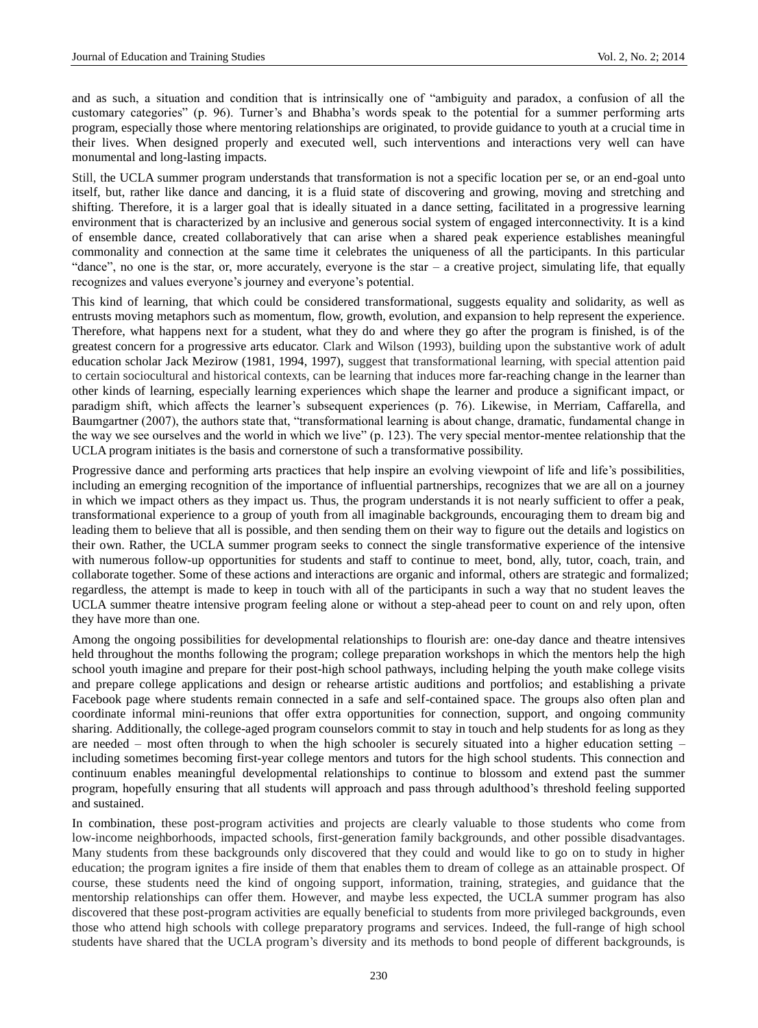and as such, a situation and condition that is intrinsically one of "ambiguity and paradox, a confusion of all the customary categories" (p. 96). Turner's and Bhabha's words speak to the potential for a summer performing arts program, especially those where mentoring relationships are originated, to provide guidance to youth at a crucial time in their lives. When designed properly and executed well, such interventions and interactions very well can have monumental and long-lasting impacts.

Still, the UCLA summer program understands that transformation is not a specific location per se, or an end-goal unto itself, but, rather like dance and dancing, it is a fluid state of discovering and growing, moving and stretching and shifting. Therefore, it is a larger goal that is ideally situated in a dance setting, facilitated in a progressive learning environment that is characterized by an inclusive and generous social system of engaged interconnectivity. It is a kind of ensemble dance, created collaboratively that can arise when a shared peak experience establishes meaningful commonality and connection at the same time it celebrates the uniqueness of all the participants. In this particular "dance", no one is the star, or, more accurately, everyone is the star – a creative project, simulating life, that equally recognizes and values everyone's journey and everyone's potential.

This kind of learning, that which could be considered transformational, suggests equality and solidarity, as well as entrusts moving metaphors such as momentum, flow, growth, evolution, and expansion to help represent the experience. Therefore, what happens next for a student, what they do and where they go after the program is finished, is of the greatest concern for a progressive arts educator. Clark and Wilson (1993), building upon the substantive work of adult education scholar Jack Mezirow (1981, 1994, 1997), suggest that transformational learning, with special attention paid to certain sociocultural and historical contexts, can be learning that induces more far-reaching change in the learner than other kinds of learning, especially learning experiences which shape the learner and produce a significant impact, or paradigm shift, which affects the learner's subsequent experiences (p. 76). Likewise, in Merriam, Caffarella, and Baumgartner (2007), the authors state that, "transformational learning is about change, dramatic, fundamental change in the way we see ourselves and the world in which we live" (p. 123). The very special mentor-mentee relationship that the UCLA program initiates is the basis and cornerstone of such a transformative possibility.

Progressive dance and performing arts practices that help inspire an evolving viewpoint of life and life's possibilities, including an emerging recognition of the importance of influential partnerships, recognizes that we are all on a journey in which we impact others as they impact us. Thus, the program understands it is not nearly sufficient to offer a peak, transformational experience to a group of youth from all imaginable backgrounds, encouraging them to dream big and leading them to believe that all is possible, and then sending them on their way to figure out the details and logistics on their own. Rather, the UCLA summer program seeks to connect the single transformative experience of the intensive with numerous follow-up opportunities for students and staff to continue to meet, bond, ally, tutor, coach, train, and collaborate together. Some of these actions and interactions are organic and informal, others are strategic and formalized; regardless, the attempt is made to keep in touch with all of the participants in such a way that no student leaves the UCLA summer theatre intensive program feeling alone or without a step-ahead peer to count on and rely upon, often they have more than one.

Among the ongoing possibilities for developmental relationships to flourish are: one-day dance and theatre intensives held throughout the months following the program; college preparation workshops in which the mentors help the high school youth imagine and prepare for their post-high school pathways, including helping the youth make college visits and prepare college applications and design or rehearse artistic auditions and portfolios; and establishing a private Facebook page where students remain connected in a safe and self-contained space. The groups also often plan and coordinate informal mini-reunions that offer extra opportunities for connection, support, and ongoing community sharing. Additionally, the college-aged program counselors commit to stay in touch and help students for as long as they are needed – most often through to when the high schooler is securely situated into a higher education setting – including sometimes becoming first-year college mentors and tutors for the high school students. This connection and continuum enables meaningful developmental relationships to continue to blossom and extend past the summer program, hopefully ensuring that all students will approach and pass through adulthood's threshold feeling supported and sustained.

In combination, these post-program activities and projects are clearly valuable to those students who come from low-income neighborhoods, impacted schools, first-generation family backgrounds, and other possible disadvantages. Many students from these backgrounds only discovered that they could and would like to go on to study in higher education; the program ignites a fire inside of them that enables them to dream of college as an attainable prospect. Of course, these students need the kind of ongoing support, information, training, strategies, and guidance that the mentorship relationships can offer them. However, and maybe less expected, the UCLA summer program has also discovered that these post-program activities are equally beneficial to students from more privileged backgrounds, even those who attend high schools with college preparatory programs and services. Indeed, the full-range of high school students have shared that the UCLA program's diversity and its methods to bond people of different backgrounds, is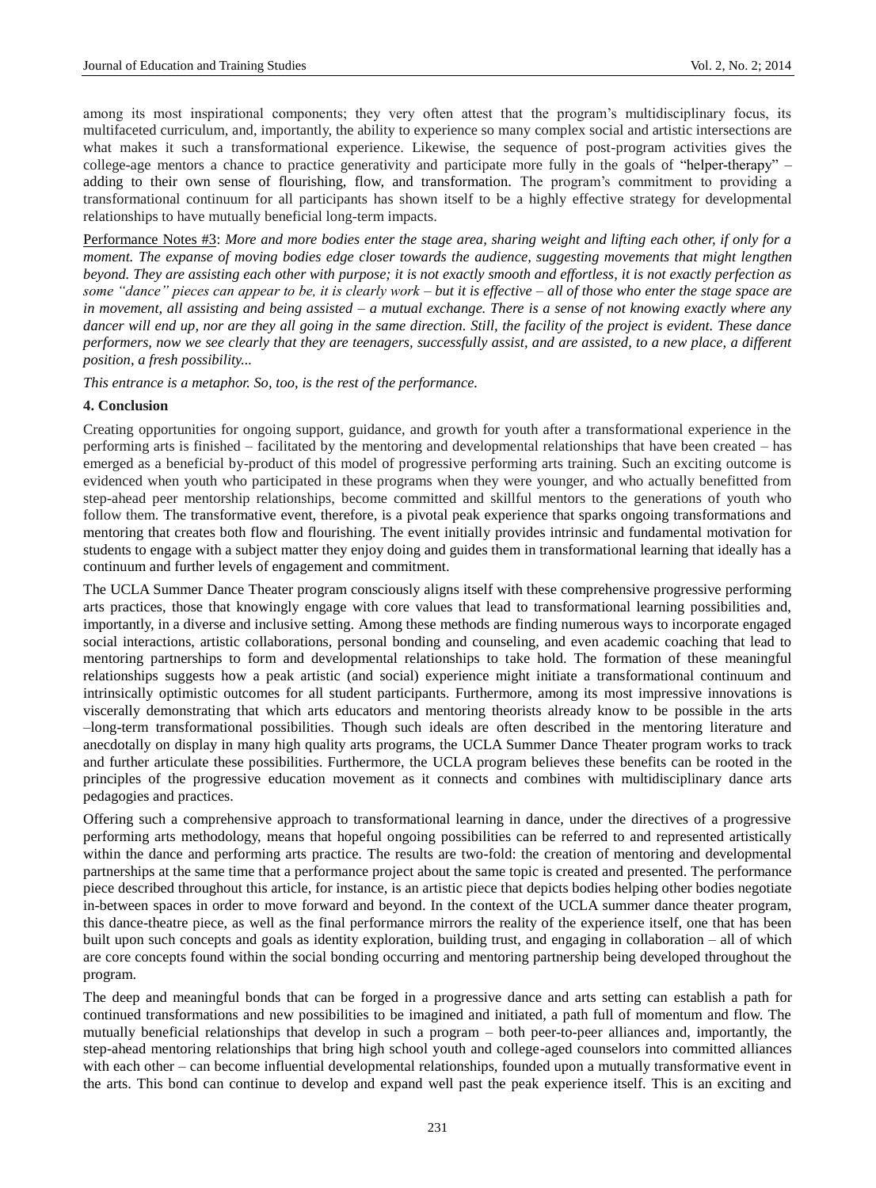among its most inspirational components; they very often attest that the program's multidisciplinary focus, its multifaceted curriculum, and, importantly, the ability to experience so many complex social and artistic intersections are what makes it such a transformational experience. Likewise, the sequence of post-program activities gives the college-age mentors a chance to practice generativity and participate more fully in the goals of "helper-therapy" – adding to their own sense of flourishing, flow, and transformation. The program's commitment to providing a transformational continuum for all participants has shown itself to be a highly effective strategy for developmental relationships to have mutually beneficial long-term impacts.

<u>Performance Notes #3</u>: *More and more bodies enter the stage area, sharing weight and lifting each other, if only for a moment. The expanse of moving bodies edge closer towards the audience, suggesting movements that might lengthen beyond. They are assisting each other with purpose; it is not exactly smooth and effortless, it is not exactly perfection as some "dance" pieces can appear to be, it is clearly work – but it is effective – all of those who enter the stage space are in movement, all assisting and being assisted – a mutual exchange. There is a sense of not knowing exactly where any dancer will end up, nor are they all going in the same direction. Still, the facility of the project is evident. These dance performers, now we see clearly that they are teenagers, successfully assist, and are assisted, to a new place, a different position, a fresh possibility...*

*This entrance is a metaphor. So, too, is the rest of the performance.*

## 4. Conclusion

Creating opportunities for ongoing support, guidance, and growth for youth after a transformational experience in the performing arts is finished – facilitated by the mentoring and developmental relationships that have been created – has emerged as a beneficial by-product of this model of progressive performing arts training. Such an exciting outcome is evidenced when youth who participated in these programs when they were younger, and who actually benefitted from step-ahead peer mentorship relationships, become committed and skillful mentors to the generations of youth who follow them. The transformative event, therefore, is a pivotal peak experience that sparks ongoing transformations and mentoring that creates both flow and flourishing. The event initially provides intrinsic and fundamental motivation for students to engage with a subject matter they enjoy doing and guides them in transformational learning that ideally has a continuum and further levels of engagement and commitment.

The UCLA Summer Dance Theater program consciously aligns itself with these comprehensive progressive performing arts practices, those that knowingly engage with core values that lead to transformational learning possibilities and, importantly, in a diverse and inclusive setting. Among these methods are finding numerous ways to incorporate engaged social interactions, artistic collaborations, personal bonding and counseling, and even academic coaching that lead to mentoring partnerships to form and developmental relationships to take hold. The formation of these meaningful relationships suggests how a peak artistic (and social) experience might initiate a transformational continuum and intrinsically optimistic outcomes for all student participants. Furthermore, among its most impressive innovations is viscerally demonstrating that which arts educators and mentoring theorists already know to be possible in the arts –long-term transformational possibilities. Though such ideals are often described in the mentoring literature and anecdotally on display in many high quality arts programs, the UCLA Summer Dance Theater program works to track and further articulate these possibilities. Furthermore, the UCLA program believes these benefits can be rooted in the principles of the progressive education movement as it connects and combines with multidisciplinary dance arts pedagogies and practices.

Offering such a comprehensive approach to transformational learning in dance, under the directives of a progressive performing arts methodology, means that hopeful ongoing possibilities can be referred to and represented artistically within the dance and performing arts practice. The results are two-fold: the creation of mentoring and developmental partnerships at the same time that a performance project about the same topic is created and presented. The performance piece described throughout this article, for instance, is an artistic piece that depicts bodies helping other bodies negotiate in-between spaces in order to move forward and beyond. In the context of the UCLA summer dance theater program, this dance-theatre piece, as well as the final performance mirrors the reality of the experience itself, one that has been built upon such concepts and goals as identity exploration, building trust, and engaging in collaboration – all of which are core concepts found within the social bonding occurring and mentoring partnership being developed throughout the program.

The deep and meaningful bonds that can be forged in a progressive dance and arts setting can establish a path for continued transformations and new possibilities to be imagined and initiated, a path full of momentum and flow. The mutually beneficial relationships that develop in such a program – both peer-to-peer alliances and, importantly, the step-ahead mentoring relationships that bring high school youth and college-aged counselors into committed alliances with each other – can become influential developmental relationships, founded upon a mutually transformative event in the arts. This bond can continue to develop and expand well past the peak experience itself. This is an exciting and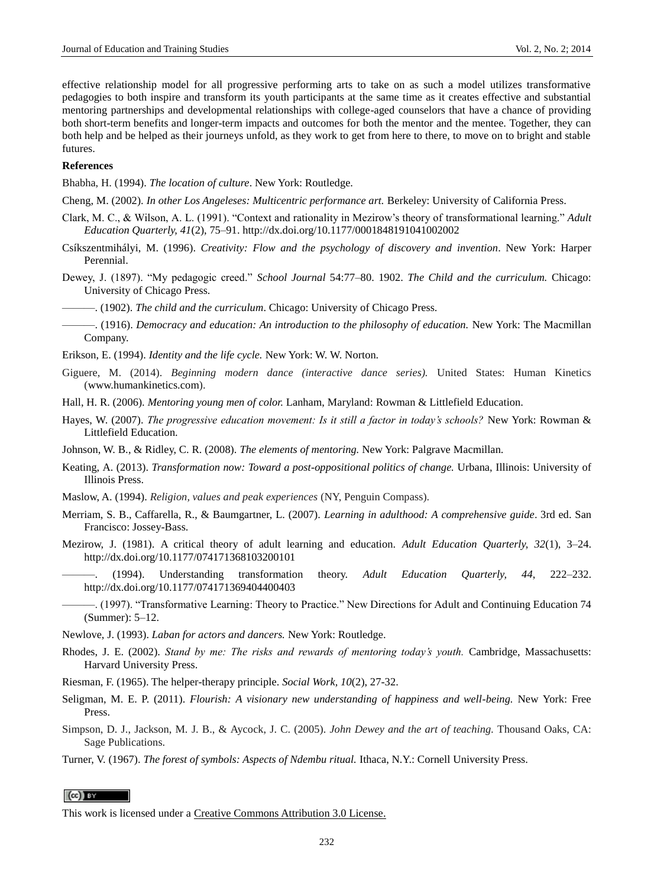effective relationship model for all progressive performing arts to take on as such a model utilizes transformative pedagogies to both inspire and transform its youth participants at the same time as it creates effective and substantial mentoring partnerships and developmental relationships with college-aged counselors that have a chance of providing both short-term benefits and longer-term impacts and outcomes for both the mentor and the mentee. Together, they can both help and be helped as their journeys unfold, as they work to get from here to there, to move on to bright and stable futures.

**References**

Bhabha, H. (1994). *The location of culture*. New York: Routledge.

Cheng, M. (2002). *In other Los Angeleses: Multicentric performance art.* Berkeley: University of California Press.

Clark, M. C., & Wilson, A. L. (1991). "Context and rationality in Mezirow's theory of transformational learning." *Adult Education Quarterly, 41*(2), 75–91. http://dx.doi.org/10.1177/0001848191041002002

Csíkszentmihályi, M. (1996). *Creativity: Flow and the psychology of discovery and invention*. New York: Harper Perennial.

Dewey, J. (1897). "My pedagogic creed." *School Journal* 54:77–80. 1902. *The Child and the curriculum.* Chicago: University of Chicago Press.

———. (1902). *The child and the curriculum*. Chicago: University of Chicago Press.

———. (1916). *Democracy and education: An introduction to the philosophy of education.* New York: The Macmillan Company.

Erikson, E. (1994). *Identity and the life cycle.* New York: W. W. Norton.

Giguere, M. (2014). *Beginning modern dance (interactive dance series).* United States: Human Kinetics (www.humankinetics.com).

Hall, H. R. (2006). *Mentoring young men of color.* Lanham, Maryland: Rowman & Littlefield Education.

Hayes, W. (2007). *The progressive education movement: Is it still a factor in today's schools?* New York: Rowman & Littlefield Education.

Johnson, W. B., & Ridley, C. R. (2008). *The elements of mentoring.* New York: Palgrave Macmillan.

Keating, A. (2013). *Transformation now: Toward a post-oppositional politics of change.* Urbana, Illinois: University of Illinois Press.

Maslow, A. (1994). *Religion, values and peak experiences* (NY, Penguin Compass).

Merriam, S. B., Caffarella, R., & Baumgartner, L. (2007). *Learning in adulthood: A comprehensive guide*. 3rd ed. San Francisco: Jossey-Bass.

Mezirow, J. (1981). A critical theory of adult learning and education. *Adult Education Quarterly, 32*(1), 3–24. http://dx.doi.org/10.1177/074171368103200101

———. (1994). Understanding transformation theory. *Adult Education Quarterly, 44*, 222–232. http://dx.doi.org/10.1177/074171369404400403

———. (1997). "Transformative Learning: Theory to Practice." New Directions for Adult and Continuing Education 74 (Summer): 5–12.

Newlove, J. (1993). *Laban for actors and dancers.* New York: Routledge.

Rhodes, J. E. (2002). *Stand by me: The risks and rewards of mentoring today's youth.* Cambridge, Massachusetts: Harvard University Press.

Riesman, F. (1965). The helper-therapy principle. *Social Work, 10*(2), 27-32.

Seligman, M. E. P. (2011). *Flourish: A visionary new understanding of happiness and well-being.* New York: Free Press.

Simpson, D. J., Jackson, M. J. B., & Aycock, J. C. (2005). *John Dewey and the art of teaching.* Thousand Oaks, CA: Sage Publications.

Turner, V. (1967). *The forest of symbols: Aspects of Ndembu ritual.* Ithaca, N.Y.: Cornell University Press.

This work is licensed under a Creative Commons Attribution 3.0 License.